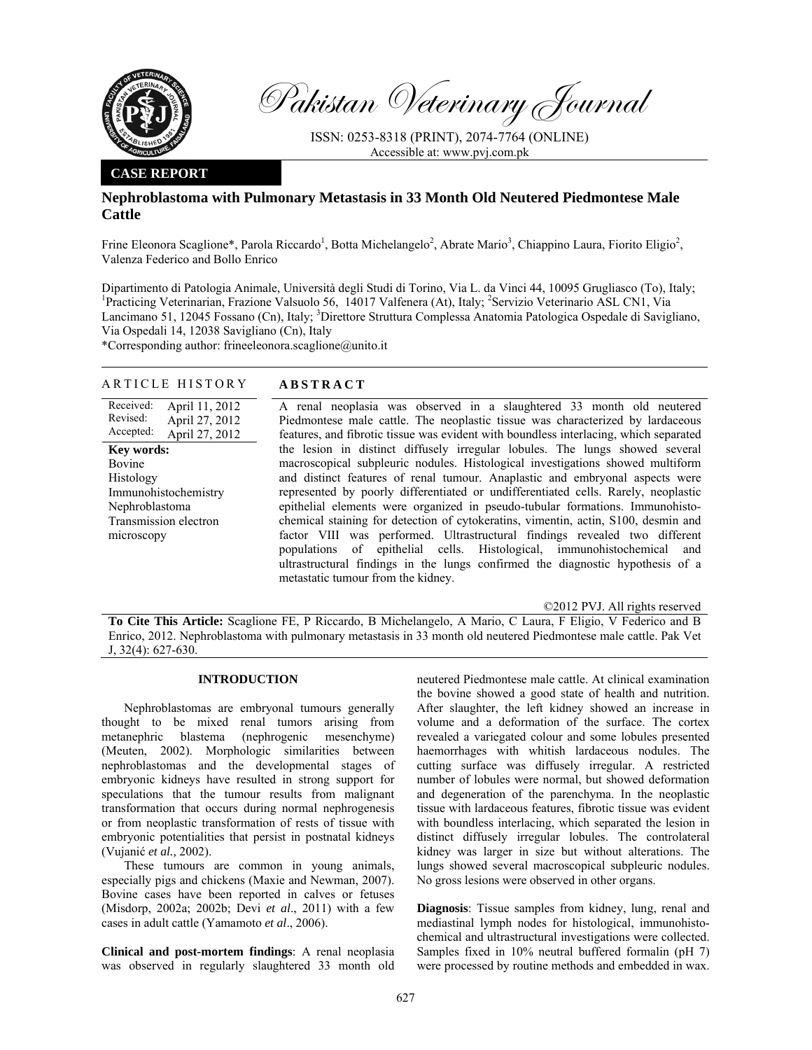Pakistan Veterinary Journal

ISSN: 0253-8318 (PRINT), 2074-7764 (ONLINE)
Accessible at: www.pvj.com.pk

**CASE REPORT**

# Nephroblastoma with Pulmonary Metastasis in 33 Month Old Neutered Piedmontese Male Cattle

Frine Eleonora Scaglione*, Parola Riccardo[1], Botta Michelangelo[2], Abrate Mario[3], Chiappino Laura, Fiorito Eligio[2], Valenza Federico and Bollo Enrico

Dipartimento di Patologia Animale, Università degli Studi di Torino, Via L. da Vinci 44, 10095 Grugliasco (To), Italy; [1]Practicing Veterinarian, Frazione Valsuolo 56, 14017 Valfenera (At), Italy; [2]Servizio Veterinario ASL CN1, Via Lancimano 51, 12045 Fossano (Cn), Italy; [3]Direttore Struttura Complessa Anatomia Patologica Ospedale di Savigliano, Via Ospedali 14, 12038 Savigliano (Cn), Italy

*Corresponding author: frineeleonora.scaglione@unito.it

## ARTICLE HISTORY

Received: April 11, 2012
Revised: April 27, 2012
Accepted: April 27, 2012

**Key words:**
Bovine
Histology
Immunohistochemistry
Nephroblastoma
Transmission electron microscopy

## ABSTRACT

A renal neoplasia was observed in a slaughtered 33 month old neutered Piedmontese male cattle. The neoplastic tissue was characterized by lardaceous features, and fibrotic tissue was evident with boundless interlacing, which separated the lesion in distinct diffusely irregular lobules. The lungs showed several macroscopical subpleuric nodules. Histological investigations showed multiform and distinct features of renal tumour. Anaplastic and embryonal aspects were represented by poorly differentiated or undifferentiated cells. Rarely, neoplastic epithelial elements were organized in pseudo-tubular formations. Immunohistochemical staining for detection of cytokeratins, vimentin, actin, S100, desmin and factor VIII was performed. Ultrastructural findings revealed two different populations of epithelial cells. Histological, immunohistochemical and ultrastructural findings in the lungs confirmed the diagnostic hypothesis of a metastatic tumour from the kidney.

©2012 PVJ. All rights reserved

**To Cite This Article:** Scaglione FE, P Riccardo, B Michelangelo, A Mario, C Laura, F Eligio, V Federico and B Enrico, 2012. Nephroblastoma with pulmonary metastasis in 33 month old neutered Piedmontese male cattle. Pak Vet J, 32(4): 627-630.

## INTRODUCTION

Nephroblastomas are embryonal tumours generally thought to be mixed renal tumors arising from metanephric blastema (nephrogenic mesenchyme) (Meuten, 2002). Morphologic similarities between nephroblastomas and the developmental stages of embryonic kidneys have resulted in strong support for speculations that the tumour results from malignant transformation that occurs during normal nephrogenesis or from neoplastic transformation of rests of tissue with embryonic potentialities that persist in postnatal kidneys (Vujanić *et al.,* 2002).

These tumours are common in young animals, especially pigs and chickens (Maxie and Newman, 2007). Bovine cases have been reported in calves or fetuses (Misdorp, 2002a; 2002b; Devi *et al*., 2011) with a few cases in adult cattle (Yamamoto *et al*., 2006).

**Clinical and post-mortem findings**: A renal neoplasia was observed in regularly slaughtered 33 month old neutered Piedmontese male cattle. At clinical examination the bovine showed a good state of health and nutrition. After slaughter, the left kidney showed an increase in volume and a deformation of the surface. The cortex revealed a variegated colour and some lobules presented haemorrhages with whitish lardaceous nodules. The cutting surface was diffusely irregular. A restricted number of lobules were normal, but showed deformation and degeneration of the parenchyma. In the neoplastic tissue with lardaceous features, fibrotic tissue was evident with boundless interlacing, which separated the lesion in distinct diffusely irregular lobules. The controlateral kidney was larger in size but without alterations. The lungs showed several macroscopical subpleuric nodules. No gross lesions were observed in other organs.

**Diagnosis**: Tissue samples from kidney, lung, renal and mediastinal lymph nodes for histological, immunohistochemical and ultrastructural investigations were collected. Samples fixed in 10% neutral buffered formalin (pH 7) were processed by routine methods and embedded in wax.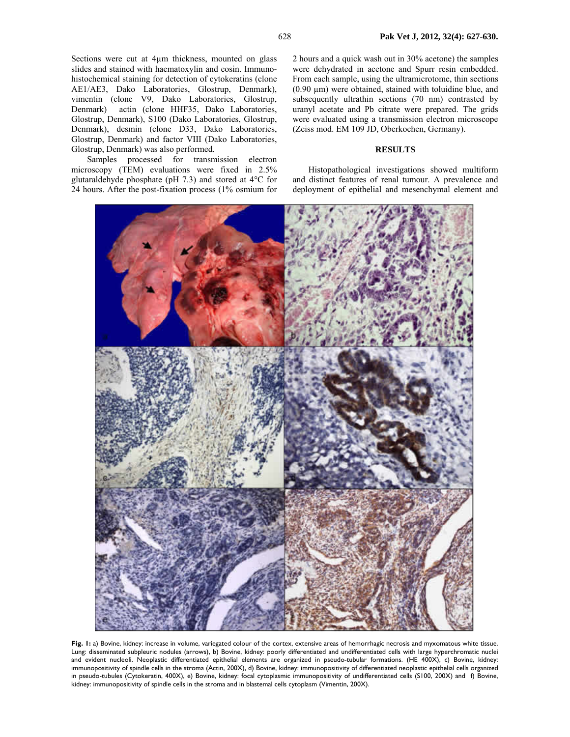Sections were cut at 4μm thickness, mounted on glass slides and stained with haematoxylin and eosin. Immunohistochemical staining for detection of cytokeratins (clone AE1/AE3, Dako Laboratories, Glostrup, Denmark), vimentin (clone V9, Dako Laboratories, Glostrup, Denmark) actin (clone HHF35, Dako Laboratories, Glostrup, Denmark), S100 (Dako Laboratories, Glostrup, Denmark), desmin (clone D33, Dako Laboratories, Glostrup, Denmark) and factor VIII (Dako Laboratories, Glostrup, Denmark) was also performed.

Samples processed for transmission electron microscopy (TEM) evaluations were fixed in 2.5% glutaraldehyde phosphate (pH 7.3) and stored at 4°C for 24 hours. After the post-fixation process (1% osmium for 2 hours and a quick wash out in 30% acetone) the samples were dehydrated in acetone and Spurr resin embedded. From each sample, using the ultramicrotome, thin sections (0.90 μm) were obtained, stained with toluidine blue, and subsequently ultrathin sections (70 nm) contrasted by uranyl acetate and Pb citrate were prepared. The grids were evaluated using a transmission electron microscope (Zeiss mod. EM 109 JD, Oberkochen, Germany).

## RESULTS

Histopathological investigations showed multiform and distinct features of renal tumour. A prevalence and deployment of epithelial and mesenchymal element and

**Fig. 1:** a) Bovine, kidney: increase in volume, variegated colour of the cortex, extensive areas of hemorrhagic necrosis and myxomatous white tissue. Lung: disseminated subpleuric nodules (arrows), b) Bovine, kidney: poorly differentiated and undifferentiated cells with large hyperchromatic nuclei and evident nucleoli. Neoplastic differentiated epithelial elements are organized in pseudo-tubular formations. (HE 400X), c) Bovine, kidney: immunopositivity of spindle cells in the stroma (Actin, 200X), d) Bovine, kidney: immunopositivity of differentiated neoplastic epithelial cells organized in pseudo-tubules (Cytokeratin, 400X), e) Bovine, kidney: focal cytoplasmic immunopositivity of undifferentiated cells (S100, 200X) and f) Bovine, kidney: immunopositivity of spindle cells in the stroma and in blastemal cells cytoplasm (Vimentin, 200X).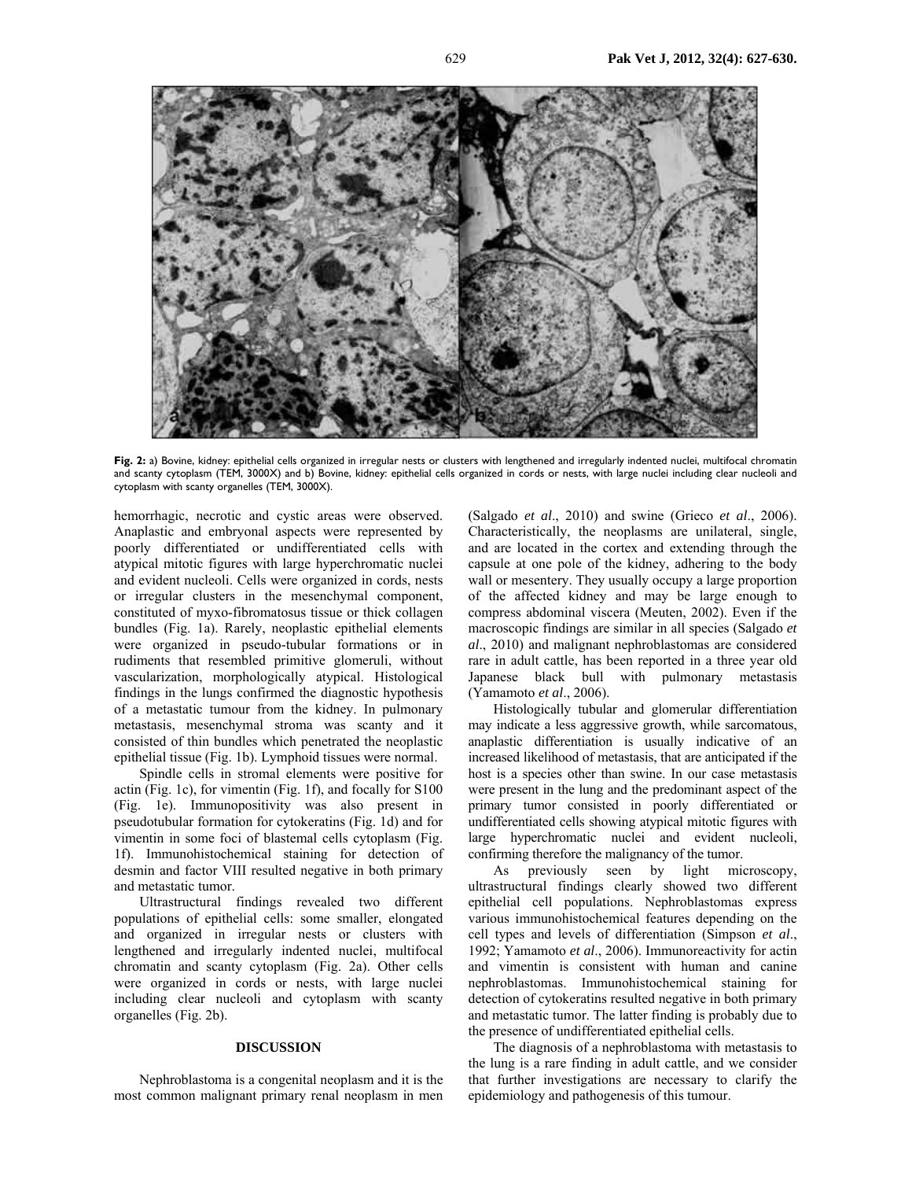**Fig. 2:** a) Bovine, kidney: epithelial cells organized in irregular nests or clusters with lengthened and irregularly indented nuclei, multifocal chromatin and scanty cytoplasm (TEM, 3000X) and b) Bovine, kidney: epithelial cells organized in cords or nests, with large nuclei including clear nucleoli and cytoplasm with scanty organelles (TEM, 3000X).

hemorrhagic, necrotic and cystic areas were observed. Anaplastic and embryonal aspects were represented by poorly differentiated or undifferentiated cells with atypical mitotic figures with large hyperchromatic nuclei and evident nucleoli. Cells were organized in cords, nests or irregular clusters in the mesenchymal component, constituted of myxo-fibromatosus tissue or thick collagen bundles (Fig. 1a). Rarely, neoplastic epithelial elements were organized in pseudo-tubular formations or in rudiments that resembled primitive glomeruli, without vascularization, morphologically atypical. Histological findings in the lungs confirmed the diagnostic hypothesis of a metastatic tumour from the kidney. In pulmonary metastasis, mesenchymal stroma was scanty and it consisted of thin bundles which penetrated the neoplastic epithelial tissue (Fig. 1b). Lymphoid tissues were normal.

Spindle cells in stromal elements were positive for actin (Fig. 1c), for vimentin (Fig. 1f), and focally for S100 (Fig. 1e). Immunopositivity was also present in pseudotubular formation for cytokeratins (Fig. 1d) and for vimentin in some foci of blastemal cells cytoplasm (Fig. 1f). Immunohistochemical staining for detection of desmin and factor VIII resulted negative in both primary and metastatic tumor.

Ultrastructural findings revealed two different populations of epithelial cells: some smaller, elongated and organized in irregular nests or clusters with lengthened and irregularly indented nuclei, multifocal chromatin and scanty cytoplasm (Fig. 2a). Other cells were organized in cords or nests, with large nuclei including clear nucleoli and cytoplasm with scanty organelles (Fig. 2b).

## DISCUSSION

Nephroblastoma is a congenital neoplasm and it is the most common malignant primary renal neoplasm in men (Salgado *et al*., 2010) and swine (Grieco *et al*., 2006). Characteristically, the neoplasms are unilateral, single, and are located in the cortex and extending through the capsule at one pole of the kidney, adhering to the body wall or mesentery. They usually occupy a large proportion of the affected kidney and may be large enough to compress abdominal viscera (Meuten, 2002). Even if the macroscopic findings are similar in all species (Salgado *et al*., 2010) and malignant nephroblastomas are considered rare in adult cattle, has been reported in a three year old Japanese black bull with pulmonary metastasis (Yamamoto *et al*., 2006).

Histologically tubular and glomerular differentiation may indicate a less aggressive growth, while sarcomatous, anaplastic differentiation is usually indicative of an increased likelihood of metastasis, that are anticipated if the host is a species other than swine. In our case metastasis were present in the lung and the predominant aspect of the primary tumor consisted in poorly differentiated or undifferentiated cells showing atypical mitotic figures with large hyperchromatic nuclei and evident nucleoli, confirming therefore the malignancy of the tumor.

As previously seen by light microscopy, ultrastructural findings clearly showed two different epithelial cell populations. Nephroblastomas express various immunohistochemical features depending on the cell types and levels of differentiation (Simpson *et al*., 1992; Yamamoto *et al*., 2006). Immunoreactivity for actin and vimentin is consistent with human and canine nephroblastomas. Immunohistochemical staining for detection of cytokeratins resulted negative in both primary and metastatic tumor. The latter finding is probably due to the presence of undifferentiated epithelial cells.

The diagnosis of a nephroblastoma with metastasis to the lung is a rare finding in adult cattle, and we consider that further investigations are necessary to clarify the epidemiology and pathogenesis of this tumour.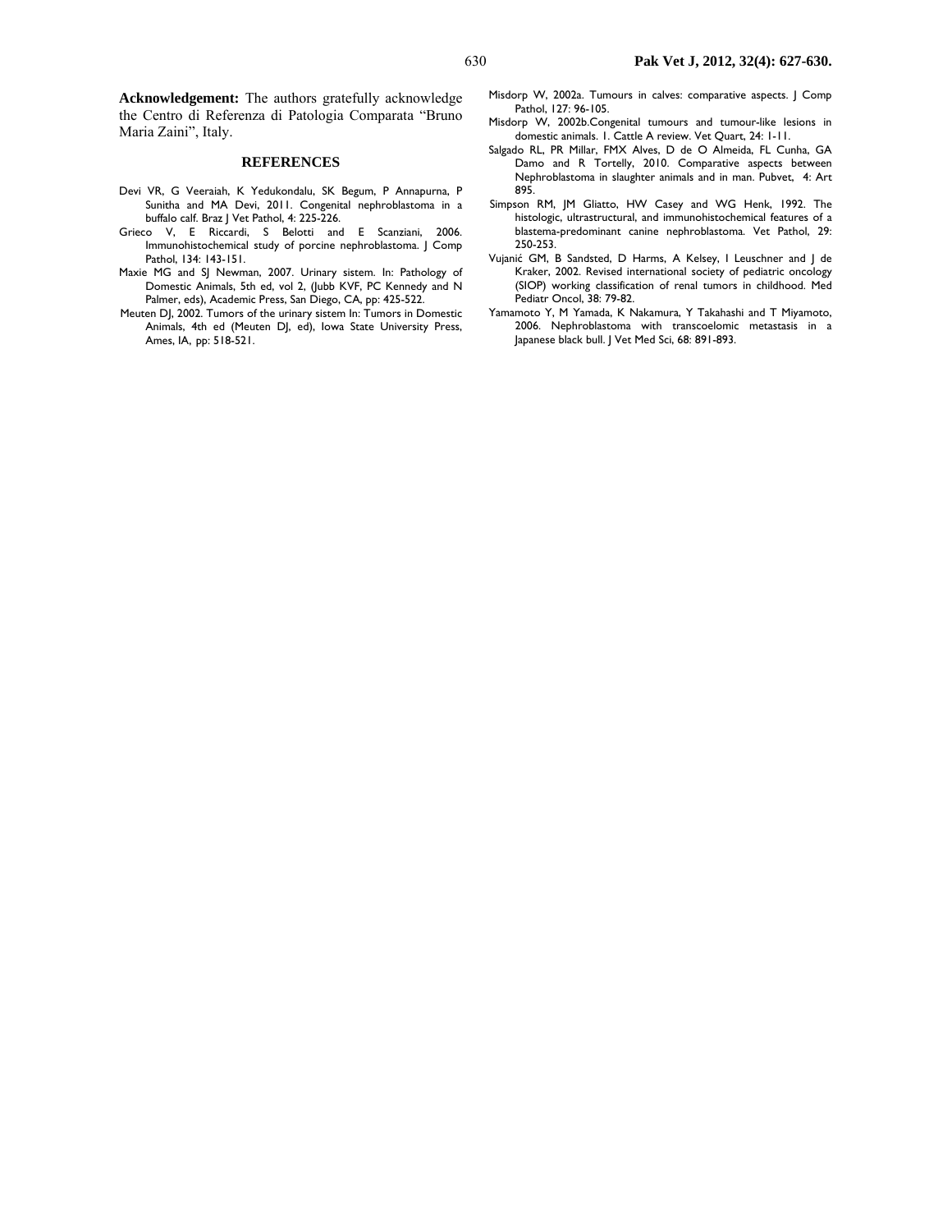**Acknowledgement:** The authors gratefully acknowledge the Centro di Referenza di Patologia Comparata "Bruno Maria Zaini", Italy.

## REFERENCES

Devi VR, G Veeraiah, K Yedukondalu, SK Begum, P Annapurna, P Sunitha and MA Devi, 2011. Congenital nephroblastoma in a buffalo calf. Braz J Vet Pathol, 4: 225-226.

Grieco V, E Riccardi, S Belotti and E Scanziani, 2006. Immunohistochemical study of porcine nephroblastoma. J Comp Pathol, 134: 143-151.

Maxie MG and SJ Newman, 2007. Urinary sistem. In: Pathology of Domestic Animals, 5th ed, vol 2, (Jubb KVF, PC Kennedy and N Palmer, eds), Academic Press, San Diego, CA, pp: 425-522.

Meuten DJ, 2002. Tumors of the urinary sistem In: Tumors in Domestic Animals, 4th ed (Meuten DJ, ed), Iowa State University Press, Ames, IA, pp: 518-521.

Misdorp W, 2002a. Tumours in calves: comparative aspects. J Comp Pathol, 127: 96-105.

Misdorp W, 2002b.Congenital tumours and tumour-like lesions in domestic animals. 1. Cattle A review. Vet Quart, 24: 1-11.

Salgado RL, PR Millar, FMX Alves, D de O Almeida, FL Cunha, GA Damo and R Tortelly, 2010. Comparative aspects between Nephroblastoma in slaughter animals and in man. Pubvet, 4: Art 895.

Simpson RM, JM Gliatto, HW Casey and WG Henk, 1992. The histologic, ultrastructural, and immunohistochemical features of a blastema-predominant canine nephroblastoma. Vet Pathol, 29: 250-253.

Vujanić GM, B Sandsted, D Harms, A Kelsey, I Leuschner and J de Kraker, 2002. Revised international society of pediatric oncology (SIOP) working classification of renal tumors in childhood. Med Pediatr Oncol, 38: 79-82.

Yamamoto Y, M Yamada, K Nakamura, Y Takahashi and T Miyamoto, 2006. Nephroblastoma with transcoelomic metastasis in a Japanese black bull. J Vet Med Sci, 68: 891-893.